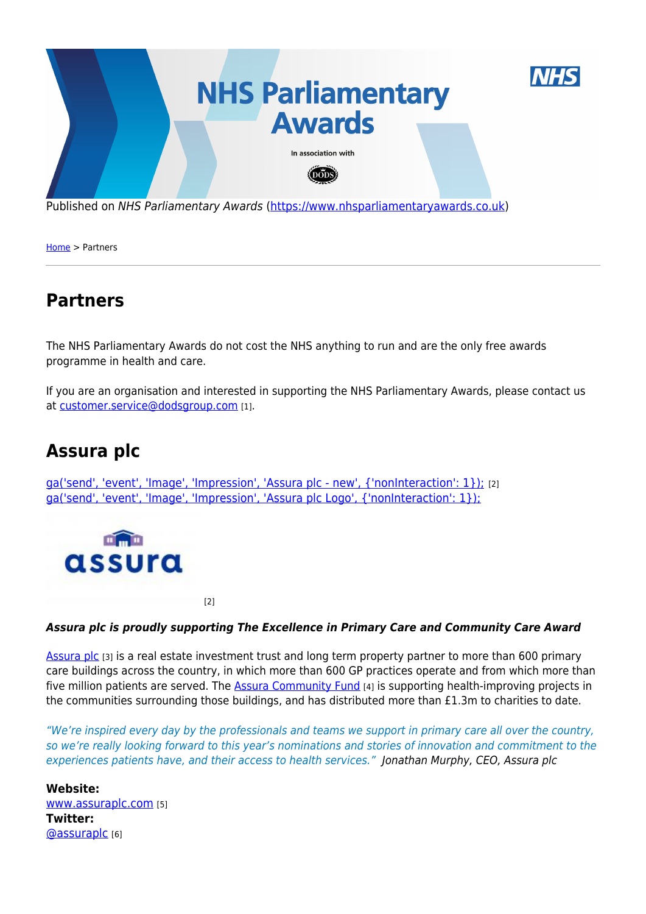Published on *NHS Parliamentary Awards* (https://www.nhsparliamentaryawards.co.uk)

Home > Partners

# Partners

The NHS Parliamentary Awards do not cost the NHS anything to run and are the only free awards programme in health and care.

If you are an organisation and interested in supporting the NHS Parliamentary Awards, please contact us at customer.service@dodsgroup.com [1].

## Assura plc

ga('send', 'event', 'Image', 'Impression', 'Assura plc - new', {'nonInteraction': 1}); [2]
ga('send', 'event', 'Image', 'Impression', 'Assura plc Logo', {'nonInteraction': 1});

[2]

***Assura plc is proudly supporting The Excellence in Primary Care and Community Care Award***

Assura plc [3] is a real estate investment trust and long term property partner to more than 600 primary care buildings across the country, in which more than 600 GP practices operate and from which more than five million patients are served. The Assura Community Fund [4] is supporting health-improving projects in the communities surrounding those buildings, and has distributed more than £1.3m to charities to date.

*"We're inspired every day by the professionals and teams we support in primary care all over the country, so we're really looking forward to this year's nominations and stories of innovation and commitment to the experiences patients have, and their access to health services." Jonathan Murphy, CEO, Assura plc*

**Website:**
www.assuraplc.com [5]
**Twitter:**
@assuraplc [6]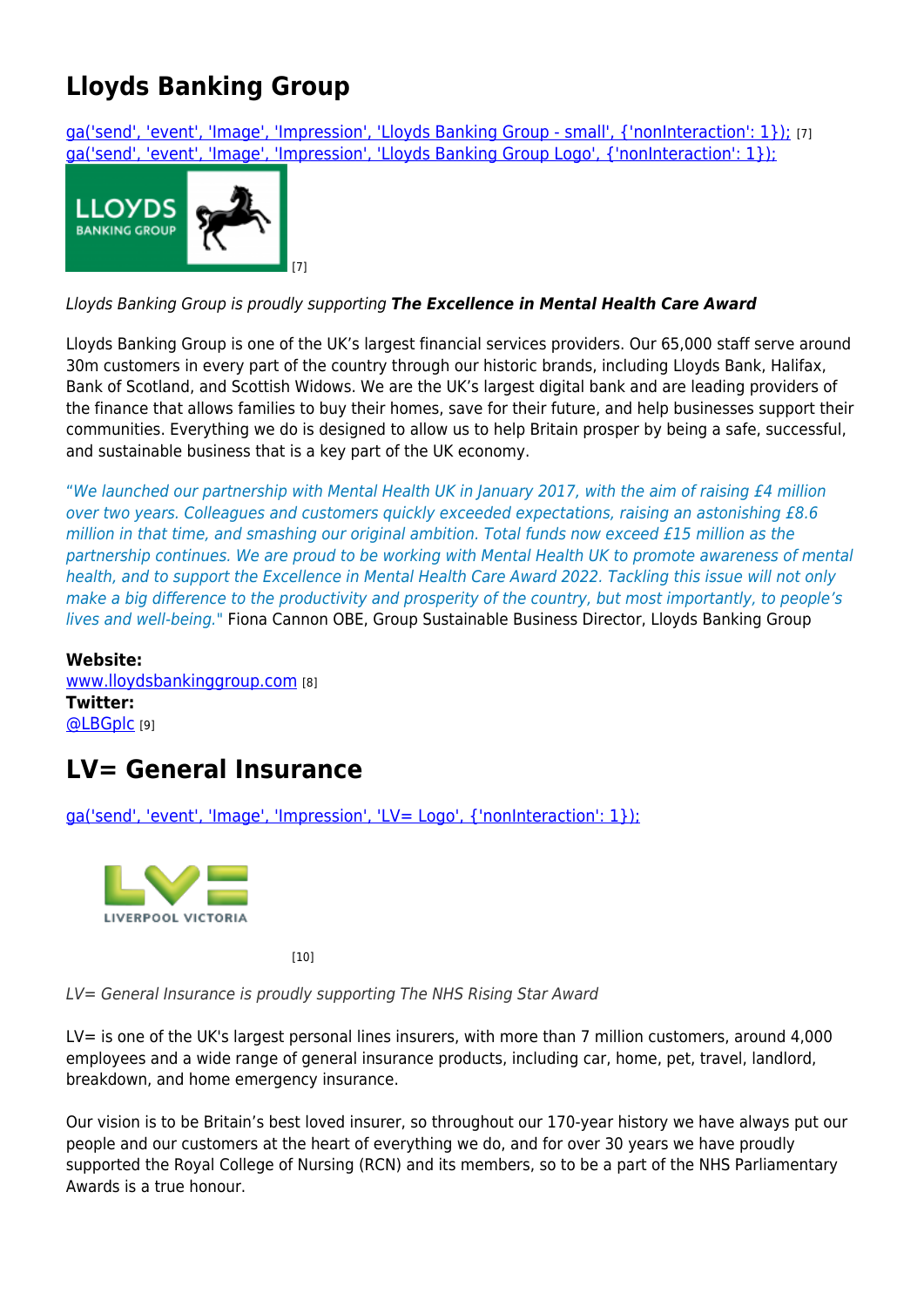# Lloyds Banking Group

ga('send', 'event', 'Image', 'Impression', 'Lloyds Banking Group - small', {'nonInteraction': 1}); [7]
ga('send', 'event', 'Image', 'Impression', 'Lloyds Banking Group Logo', {'nonInteraction': 1});

[7]

*Lloyds Banking Group is proudly supporting* ***The Excellence in Mental Health Care Award***

Lloyds Banking Group is one of the UK's largest financial services providers. Our 65,000 staff serve around 30m customers in every part of the country through our historic brands, including Lloyds Bank, Halifax, Bank of Scotland, and Scottish Widows. We are the UK's largest digital bank and are leading providers of the finance that allows families to buy their homes, save for their future, and help businesses support their communities. Everything we do is designed to allow us to help Britain prosper by being a safe, successful, and sustainable business that is a key part of the UK economy.

*"We launched our partnership with Mental Health UK in January 2017, with the aim of raising £4 million over two years. Colleagues and customers quickly exceeded expectations, raising an astonishing £8.6 million in that time, and smashing our original ambition. Total funds now exceed £15 million as the partnership continues. We are proud to be working with Mental Health UK to promote awareness of mental health, and to support the Excellence in Mental Health Care Award 2022. Tackling this issue will not only make a big difference to the productivity and prosperity of the country, but most importantly, to people's lives and well-being."* Fiona Cannon OBE, Group Sustainable Business Director, Lloyds Banking Group

**Website:**
www.lloydsbankinggroup.com [8]
**Twitter:**
@LBGplc [9]

# LV= General Insurance

ga('send', 'event', 'Image', 'Impression', 'LV= Logo', {'nonInteraction': 1});

[10]

*LV= General Insurance is proudly supporting The NHS Rising Star Award*

LV= is one of the UK's largest personal lines insurers, with more than 7 million customers, around 4,000 employees and a wide range of general insurance products, including car, home, pet, travel, landlord, breakdown, and home emergency insurance.

Our vision is to be Britain's best loved insurer, so throughout our 170-year history we have always put our people and our customers at the heart of everything we do, and for over 30 years we have proudly supported the Royal College of Nursing (RCN) and its members, so to be a part of the NHS Parliamentary Awards is a true honour.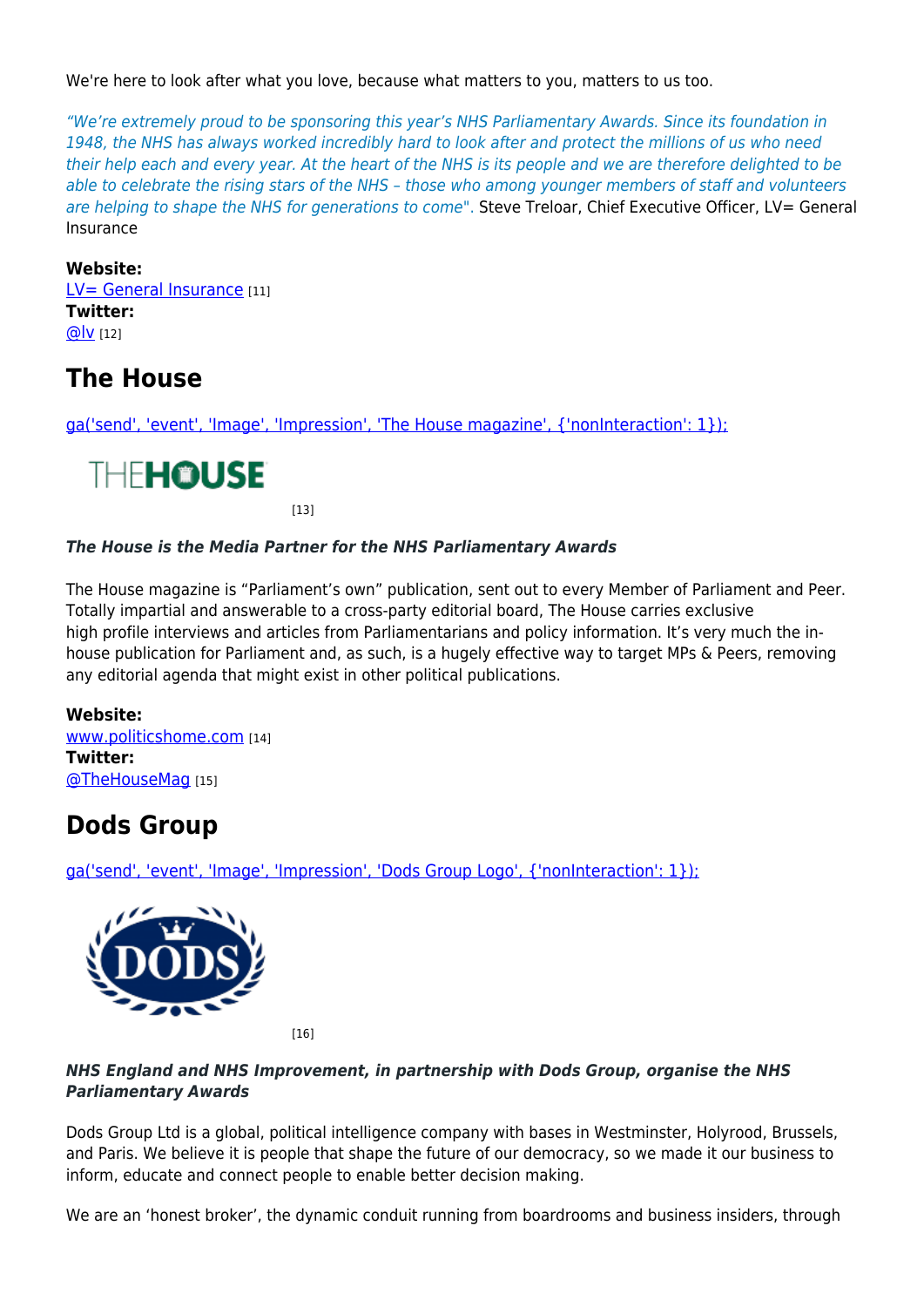We're here to look after what you love, because what matters to you, matters to us too.

*"We're extremely proud to be sponsoring this year's NHS Parliamentary Awards. Since its foundation in 1948, the NHS has always worked incredibly hard to look after and protect the millions of us who need their help each and every year. At the heart of the NHS is its people and we are therefore delighted to be able to celebrate the rising stars of the NHS – those who among younger members of staff and volunteers are helping to shape the NHS for generations to come".* Steve Treloar, Chief Executive Officer, LV= General Insurance

**Website:**
LV= General Insurance [11]
**Twitter:**
@lv [12]

## The House

ga('send', 'event', 'Image', 'Impression', 'The House magazine', {'nonInteraction': 1});

[13]

***The House is the Media Partner for the NHS Parliamentary Awards***

The House magazine is "Parliament's own" publication, sent out to every Member of Parliament and Peer. Totally impartial and answerable to a cross-party editorial board, The House carries exclusive high profile interviews and articles from Parliamentarians and policy information. It's very much the in-house publication for Parliament and, as such, is a hugely effective way to target MPs & Peers, removing any editorial agenda that might exist in other political publications.

**Website:**
www.politicshome.com [14]
**Twitter:**
@TheHouseMag [15]

## Dods Group

ga('send', 'event', 'Image', 'Impression', 'Dods Group Logo', {'nonInteraction': 1});

[16]

***NHS England and NHS Improvement, in partnership with Dods Group, organise the NHS Parliamentary Awards***

Dods Group Ltd is a global, political intelligence company with bases in Westminster, Holyrood, Brussels, and Paris. We believe it is people that shape the future of our democracy, so we made it our business to inform, educate and connect people to enable better decision making.

We are an 'honest broker', the dynamic conduit running from boardrooms and business insiders, through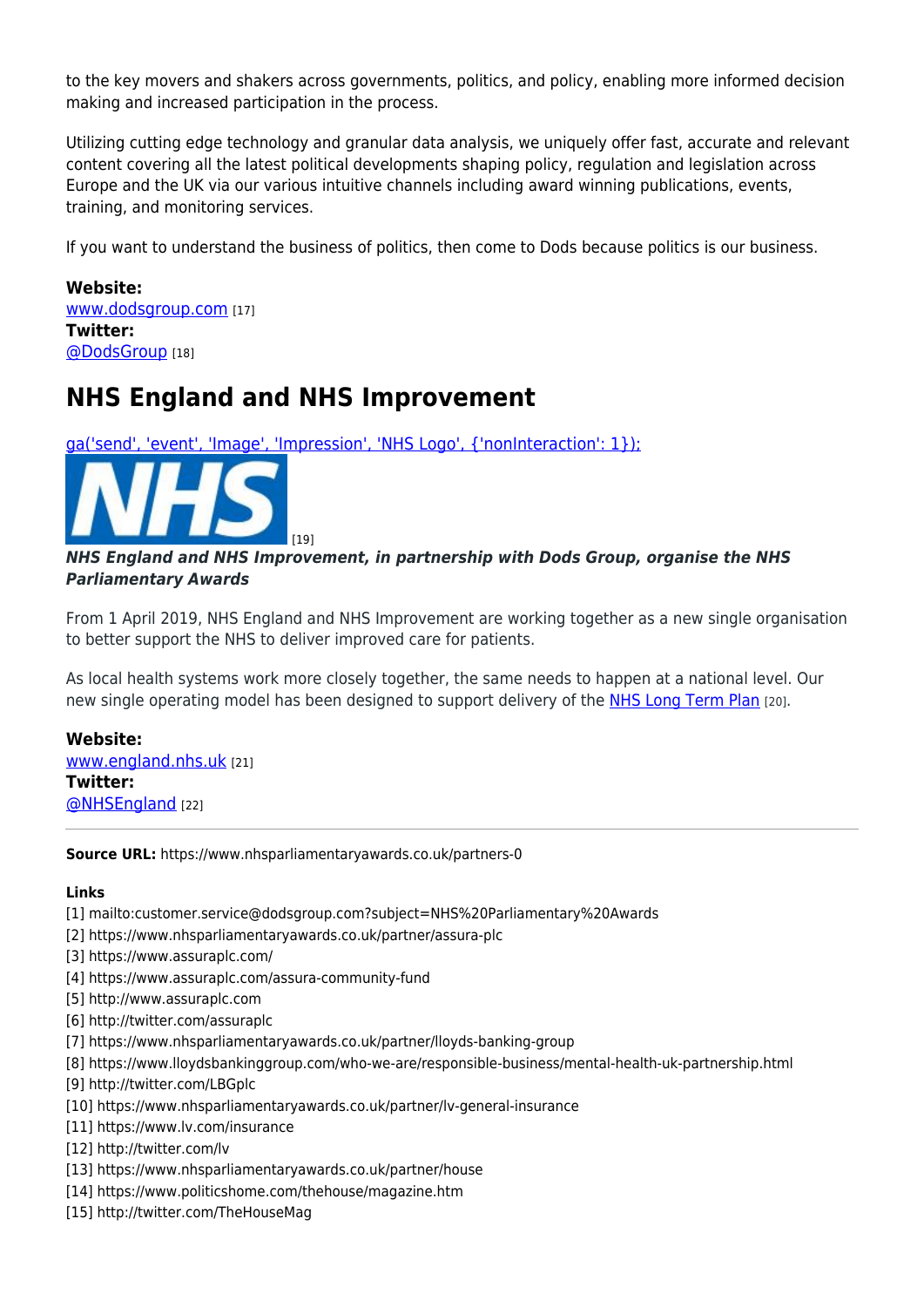to the key movers and shakers across governments, politics, and policy, enabling more informed decision making and increased participation in the process.

Utilizing cutting edge technology and granular data analysis, we uniquely offer fast, accurate and relevant content covering all the latest political developments shaping policy, regulation and legislation across Europe and the UK via our various intuitive channels including award winning publications, events, training, and monitoring services.

If you want to understand the business of politics, then come to Dods because politics is our business.

**Website:**
www.dodsgroup.com [17]
**Twitter:**
@DodsGroup [18]

## NHS England and NHS Improvement

ga('send', 'event', 'Image', 'Impression', 'NHS Logo', {'nonInteraction': 1});

NHS [19]

***NHS England and NHS Improvement, in partnership with Dods Group, organise the NHS Parliamentary Awards***

From 1 April 2019, NHS England and NHS Improvement are working together as a new single organisation to better support the NHS to deliver improved care for patients.

As local health systems work more closely together, the same needs to happen at a national level. Our new single operating model has been designed to support delivery of the NHS Long Term Plan [20].

**Website:**
www.england.nhs.uk [21]
**Twitter:**
@NHSEngland [22]

---

**Source URL:** https://www.nhsparliamentaryawards.co.uk/partners-0

**Links**
[1] mailto:customer.service@dodsgroup.com?subject=NHS%20Parliamentary%20Awards
[2] https://www.nhsparliamentaryawards.co.uk/partner/assura-plc
[3] https://www.assuraplc.com/
[4] https://www.assuraplc.com/assura-community-fund
[5] http://www.assuraplc.com
[6] http://twitter.com/assuraplc
[7] https://www.nhsparliamentaryawards.co.uk/partner/lloyds-banking-group
[8] https://www.lloydsbankinggroup.com/who-we-are/responsible-business/mental-health-uk-partnership.html
[9] http://twitter.com/LBGplc
[10] https://www.nhsparliamentaryawards.co.uk/partner/lv-general-insurance
[11] https://www.lv.com/insurance
[12] http://twitter.com/lv
[13] https://www.nhsparliamentaryawards.co.uk/partner/house
[14] https://www.politicshome.com/thehouse/magazine.htm
[15] http://twitter.com/TheHouseMag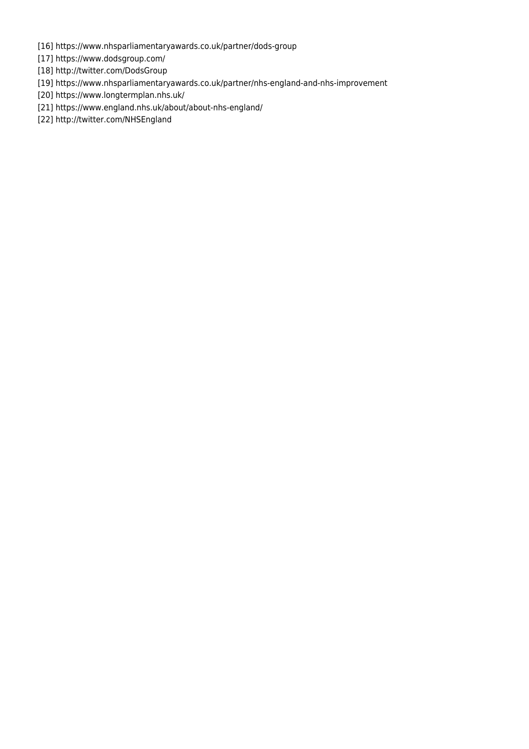[16] https://www.nhsparliamentaryawards.co.uk/partner/dods-group
[17] https://www.dodsgroup.com/
[18] http://twitter.com/DodsGroup
[19] https://www.nhsparliamentaryawards.co.uk/partner/nhs-england-and-nhs-improvement
[20] https://www.longtermplan.nhs.uk/
[21] https://www.england.nhs.uk/about/about-nhs-england/
[22] http://twitter.com/NHSEngland